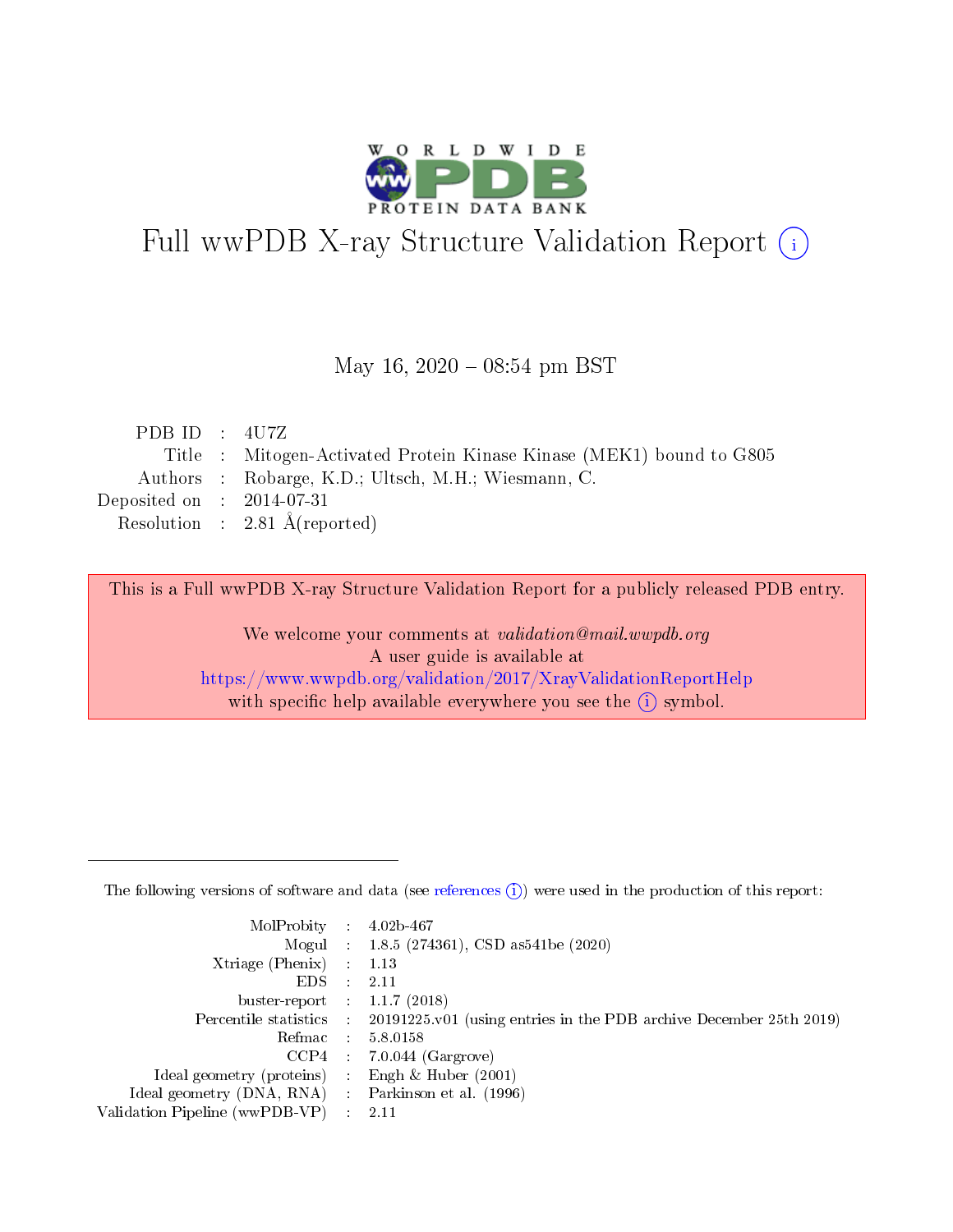# Full wwPDB X-ray Structure Validation Report (i)

May 16, 2020 – 08:54 pm BST

| | | |
|---|---|---|
| PDB ID | : | 4U7Z |
| Title | : | Mitogen-Activated Protein Kinase Kinase (MEK1) bound to G805 |
| Authors | : | Robarge, K.D.; Ultsch, M.H.; Wiesmann, C. |
| Deposited on | : | 2014-07-31 |
| Resolution | : | 2.81 Å(reported) |

This is a Full wwPDB X-ray Structure Validation Report for a publicly released PDB entry.

We welcome your comments at *validation@mail.wwpdb.org*
A user guide is available at
https://www.wwpdb.org/validation/2017/XrayValidationReportHelp
with specific help available everywhere you see the (i) symbol.

---

The following versions of software and data (see references (i)) were used in the production of this report:

| | | |
|---|---|---|
| MolProbity | : | 4.02b-467 |
| Mogul | : | 1.8.5 (274361), CSD as541be (2020) |
| Xtriage (Phenix) | : | 1.13 |
| EDS | : | 2.11 |
| buster-report | : | 1.1.7 (2018) |
| Percentile statistics | : | 20191225.v01 (using entries in the PDB archive December 25th 2019) |
| Refmac | : | 5.8.0158 |
| CCP4 | : | 7.0.044 (Gargrove) |
| Ideal geometry (proteins) | : | Engh & Huber (2001) |
| Ideal geometry (DNA, RNA) | : | Parkinson et al. (1996) |
| Validation Pipeline (wwPDB-VP) | : | 2.11 |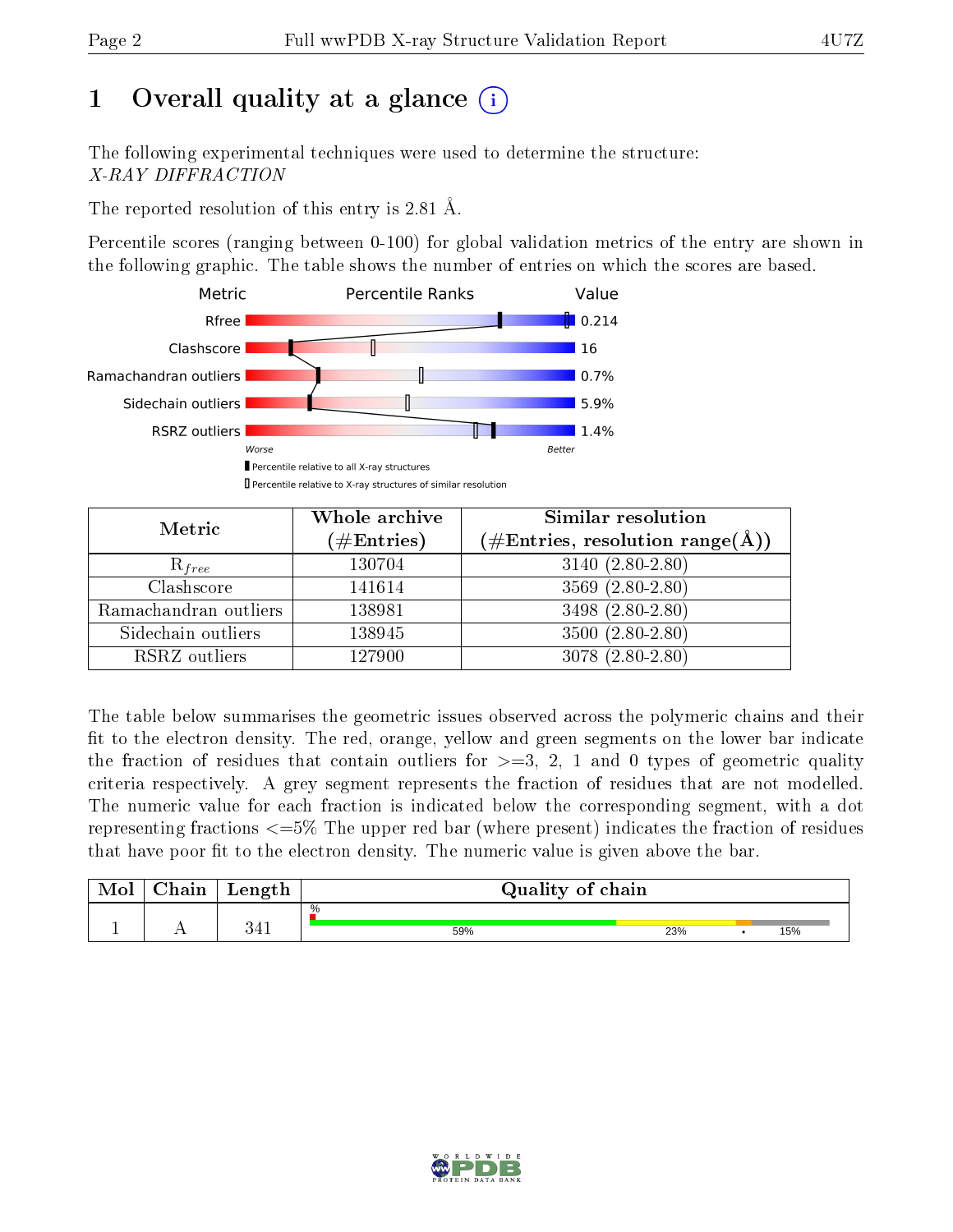# 1 Overall quality at a glance

The following experimental techniques were used to determine the structure:
*X-RAY DIFFRACTION*

The reported resolution of this entry is 2.81 Å.

Percentile scores (ranging between 0-100) for global validation metrics of the entry are shown in the following graphic. The table shows the number of entries on which the scores are based.

| Metric | Value |
|---|---|
| Rfree | 0.214 |
| Clashscore | 16 |
| Ramachandran outliers | 0.7% |
| Sidechain outliers | 5.9% |
| RSRZ outliers | 1.4% |

Worse — Better

Percentile relative to all X-ray structures
Percentile relative to X-ray structures of similar resolution

| Metric | Whole archive (#Entries) | Similar resolution (#Entries, resolution range(Å)) |
|---|---|---|
| $R_{free}$ | 130704 | 3140 (2.80-2.80) |
| Clashscore | 141614 | 3569 (2.80-2.80) |
| Ramachandran outliers | 138981 | 3498 (2.80-2.80) |
| Sidechain outliers | 138945 | 3500 (2.80-2.80) |
| RSRZ outliers | 127900 | 3078 (2.80-2.80) |

The table below summarises the geometric issues observed across the polymeric chains and their fit to the electron density. The red, orange, yellow and green segments on the lower bar indicate the fraction of residues that contain outliers for >=3, 2, 1 and 0 types of geometric quality criteria respectively. A grey segment represents the fraction of residues that are not modelled. The numeric value for each fraction is indicated below the corresponding segment, with a dot representing fractions <=5% The upper red bar (where present) indicates the fraction of residues that have poor fit to the electron density. The numeric value is given above the bar.

| Mol | Chain | Length | Quality of chain |
|---|---|---|---|
| 1 | A | 341 | % (upper bar); 59%, 23%, •, 15% |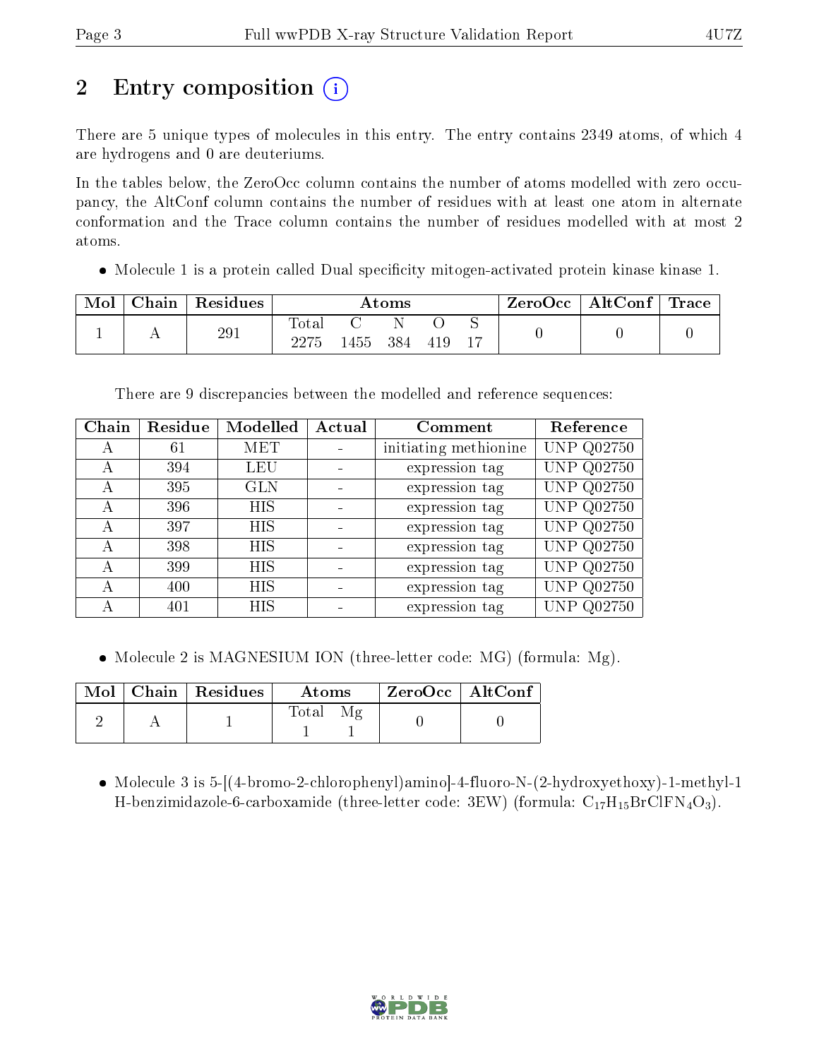# 2 Entry composition (i)

There are 5 unique types of molecules in this entry. The entry contains 2349 atoms, of which 4 are hydrogens and 0 are deuteriums.

In the tables below, the ZeroOcc column contains the number of atoms modelled with zero occupancy, the AltConf column contains the number of residues with at least one atom in alternate conformation and the Trace column contains the number of residues modelled with at most 2 atoms.

- Molecule 1 is a protein called Dual specificity mitogen-activated protein kinase kinase 1.

| Mol | Chain | Residues | Atoms | | | | | ZeroOcc | AltConf | Trace |
|---|---|---|---|---|---|---|---|---|---|---|
| 1 | A | 291 | Total<br>2275 | C<br>1455 | N<br>384 | O<br>419 | S<br>17 | 0 | 0 | 0 |

There are 9 discrepancies between the modelled and reference sequences:

| Chain | Residue | Modelled | Actual | Comment | Reference |
|---|---|---|---|---|---|
| A | 61 | MET | - | initiating methionine | UNP Q02750 |
| A | 394 | LEU | - | expression tag | UNP Q02750 |
| A | 395 | GLN | - | expression tag | UNP Q02750 |
| A | 396 | HIS | - | expression tag | UNP Q02750 |
| A | 397 | HIS | - | expression tag | UNP Q02750 |
| A | 398 | HIS | - | expression tag | UNP Q02750 |
| A | 399 | HIS | - | expression tag | UNP Q02750 |
| A | 400 | HIS | - | expression tag | UNP Q02750 |
| A | 401 | HIS | - | expression tag | UNP Q02750 |

- Molecule 2 is MAGNESIUM ION (three-letter code: MG) (formula: Mg).

| Mol | Chain | Residues | Atoms | | ZeroOcc | AltConf |
|---|---|---|---|---|---|---|
| 2 | A | 1 | Total<br>1 | Mg<br>1 | 0 | 0 |

- Molecule 3 is 5-[(4-bromo-2-chlorophenyl)amino]-4-fluoro-N-(2-hydroxyethoxy)-1-methyl-1H-benzimidazole-6-carboxamide (three-letter code: 3EW) (formula: $C_{17}H_{15}BrClFN_4O_3$).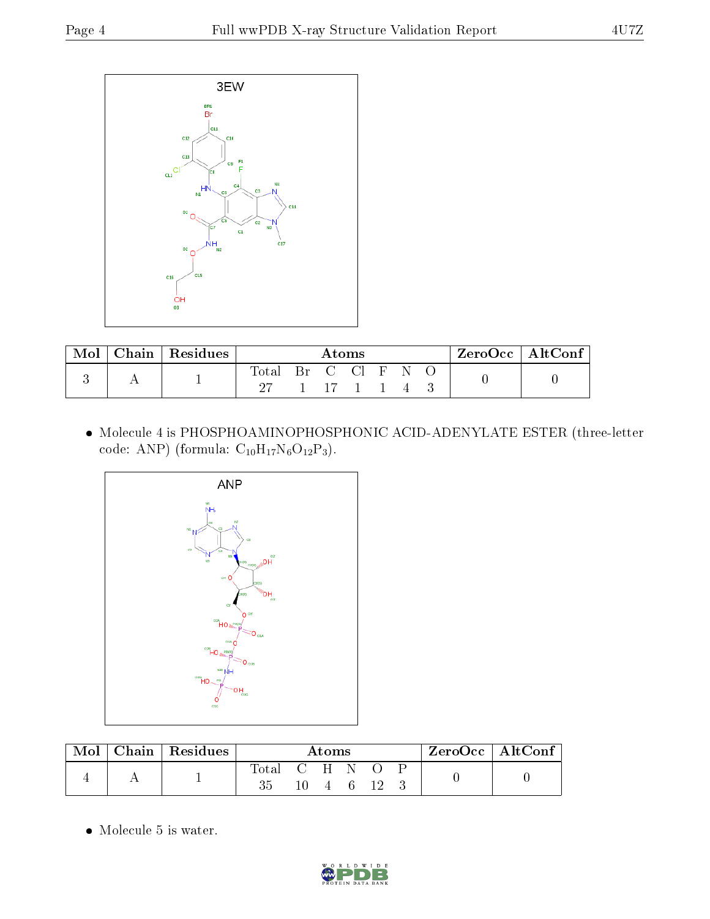3EW

| Mol | Chain | Residues | Atoms | | | | | | | ZeroOcc | AltConf |
|---|---|---|---|---|---|---|---|---|---|---|---|
| | | | Total | Br | C | Cl | F | N | O | | |
| 3 | A | 1 | 27 | 1 | 17 | 1 | 1 | 4 | 3 | 0 | 0 |

- Molecule 4 is PHOSPHOAMINOPHOSPHONIC ACID-ADENYLATE ESTER (three-letter code: ANP) (formula: $C_{10}H_{17}N_6O_{12}P_3$).

ANP

| Mol | Chain | Residues | Atoms | | | | | | ZeroOcc | AltConf |
|---|---|---|---|---|---|---|---|---|---|---|
| | | | Total | C | H | N | O | P | | |
| 4 | A | 1 | 35 | 10 | 4 | 6 | 12 | 3 | 0 | 0 |

- Molecule 5 is water.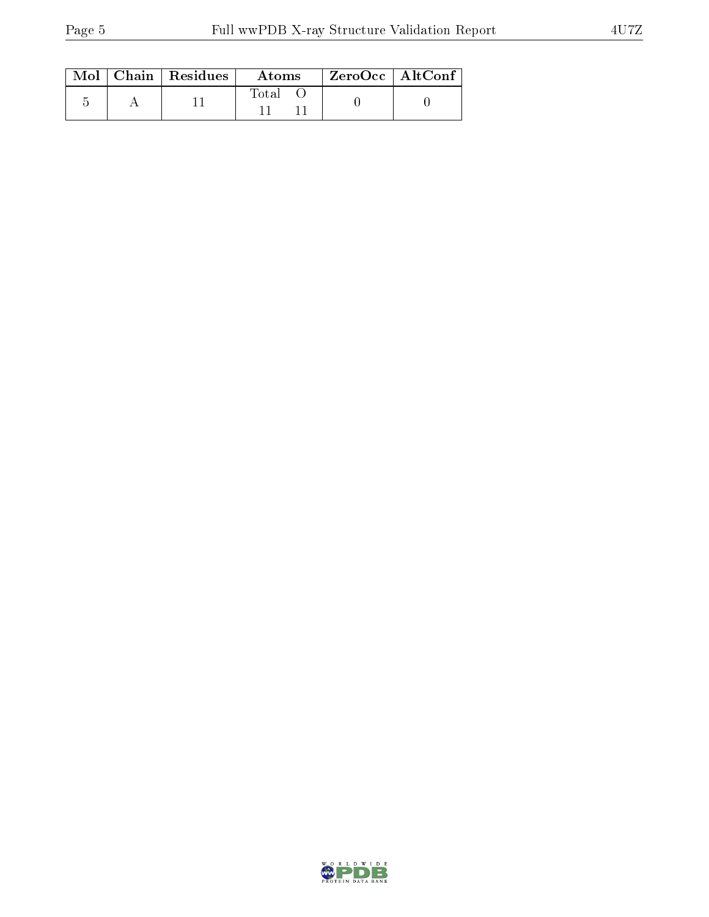| Mol | Chain | Residues | Atoms | | ZeroOcc | AltConf |
|---|---|---|---|---|---|---|
| | | | Total | O | | |
| 5 | A | 11 | 11 | 11 | 0 | 0 |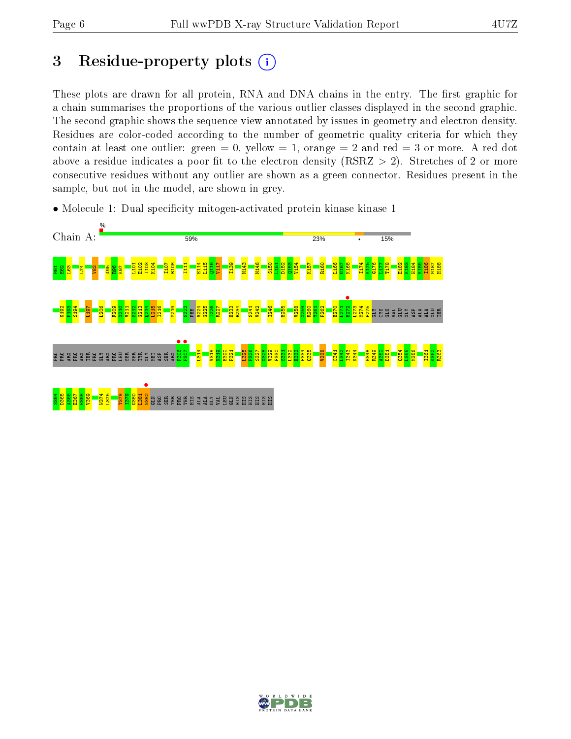# 3 Residue-property plots

These plots are drawn for all protein, RNA and DNA chains in the entry. The first graphic for a chain summarises the proportions of the various outlier classes displayed in the second graphic. The second graphic shows the sequence view annotated by issues in geometry and electron density. Residues are color-coded according to the number of geometric quality criteria for which they contain at least one outlier: green = 0, yellow = 1, orange = 2 and red = 3 or more. A red dot above a residue indicates a poor fit to the electron density (RSRZ > 2). Stretches of 2 or more consecutive residues without any outlier are shown as a green connector. Residues present in the sample, but not in the model, are shown in grey.

- Molecule 1: Dual specificity mitogen-activated protein kinase kinase 1

Chain A: % 59% 23% • 15%

M61 E62 L63 L74 V82 A95 R96 K97 L101 E102 I103 K104 I107 R108 I111 E114 L115 Q116 V117 I139 M143 M146 S150 L151 D152 Q153 V154 K157 R160 L166 G167 K168 I174 K175 G176 L177 T178 E182 K183 H184 K185 I186 M187 H188 K192 F193 S194 L197 L206 F209 G210 V211 S212 G213 Q214 L215 I216 M219 S222 PHE V224 G225 T226 R227 E233 R234 S241 V242 I246 E255 V258 G259 R260 Y261 P262 E270 L271 E272 L273 M274 F275 GLY CYS GLN VAL GLU GLY ASP ALA ALA GLU THR PRO PRO ARG PRO ARG THR PRO GLY ARG PRO LEU SER SER TYR GLY MET ASP SER ARG P306 P307 L314 V318 N319 E320 P321 L325 P326 S327 G328 V329 F330 S331 L332 E333 F334 Q335 V338 C341 L342 I343 K344 E348 R349 A350 D351 Q354 L355 M356 I361 K362 R363 S364 D365 A366 E367 E368 V369 W374 L375 T378 I379 G380 L381 N382 GLN PRO SER THR PRO THR HIS ALA ALA GLY VAL LEU GLN HIS HIS HIS HIS HIS HIS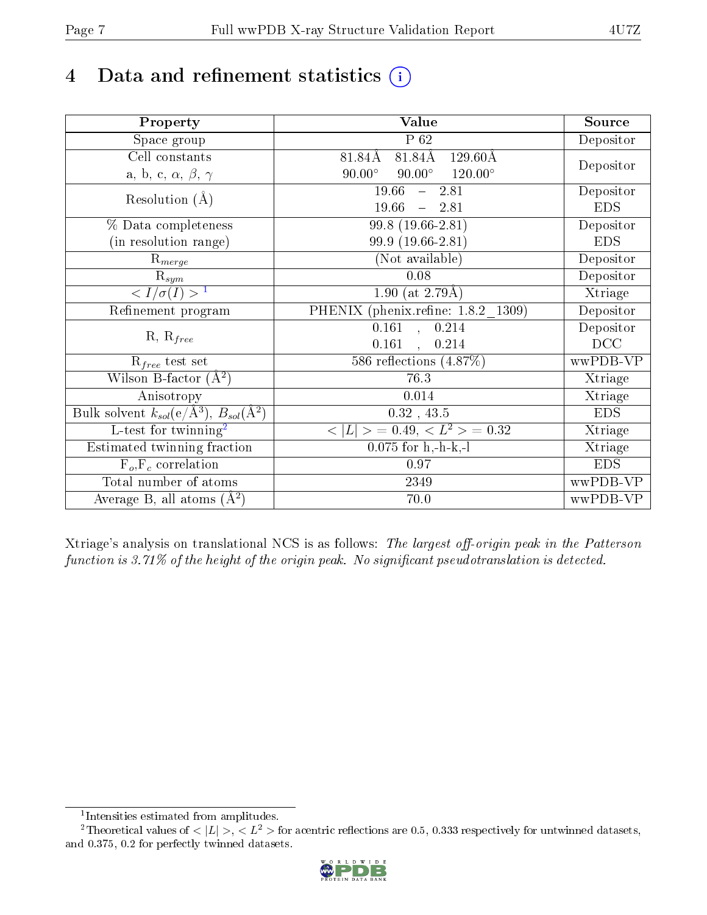# 4 Data and refinement statistics (i)

| Property | Value | Source |
|---|---|---|
| Space group | P 62 | Depositor |
| Cell constants<br>a, b, c, $\alpha$, $\beta$, $\gamma$ | 81.84Å 81.84Å 129.60Å<br>90.00° 90.00° 120.00° | Depositor |
| Resolution (Å) | 19.66 – 2.81<br>19.66 – 2.81 | Depositor<br>EDS |
| % Data completeness<br>(in resolution range) | 99.8 (19.66-2.81)<br>99.9 (19.66-2.81) | Depositor<br>EDS |
| $R_{merge}$ | (Not available) | Depositor |
| $R_{sym}$ | 0.08 | Depositor |
| $< I/\sigma(I) >$ [1] | 1.90 (at 2.79Å) | Xtriage |
| Refinement program | PHENIX (phenix.refine: 1.8.2_1309) | Depositor |
| R, $R_{free}$ | 0.161 , 0.214<br>0.161 , 0.214 | Depositor<br>DCC |
| $R_{free}$ test set | 586 reflections (4.87%) | wwPDB-VP |
| Wilson B-factor ($Å^2$) | 76.3 | Xtriage |
| Anisotropy | 0.014 | Xtriage |
| Bulk solvent $k_{sol}$(e/$Å^3$), $B_{sol}$($Å^2$) | 0.32 , 43.5 | EDS |
| L-test for twinning[2] | $< \|L\| >$ = 0.49, $< L^2 >$ = 0.32 | Xtriage |
| Estimated twinning fraction | 0.075 for h,-h-k,-l | Xtriage |
| $F_o$,$F_c$ correlation | 0.97 | EDS |
| Total number of atoms | 2349 | wwPDB-VP |
| Average B, all atoms ($Å^2$) | 70.0 | wwPDB-VP |

Xtriage's analysis on translational NCS is as follows: *The largest off-origin peak in the Patterson function is 3.71% of the height of the origin peak. No significant pseudotranslation is detected.*

[1] Intensities estimated from amplitudes.

[2] Theoretical values of $< |L| >$, $< L^2 >$ for acentric reflections are 0.5, 0.333 respectively for untwinned datasets, and 0.375, 0.2 for perfectly twinned datasets.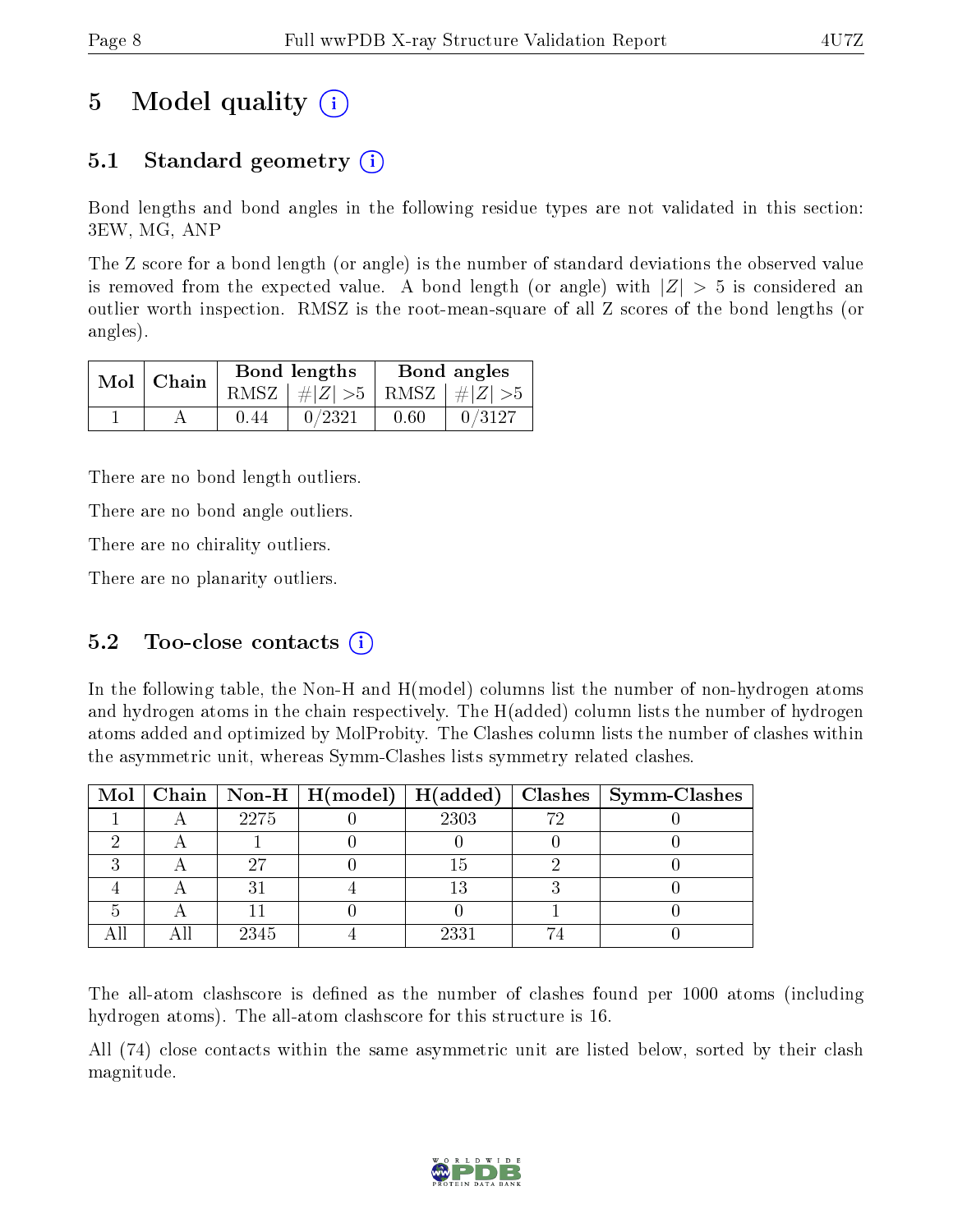# 5 Model quality (i)

## 5.1 Standard geometry (i)

Bond lengths and bond angles in the following residue types are not validated in this section: 3EW, MG, ANP

The Z score for a bond length (or angle) is the number of standard deviations the observed value is removed from the expected value. A bond length (or angle) with $|Z| > 5$ is considered an outlier worth inspection. RMSZ is the root-mean-square of all Z scores of the bond lengths (or angles).

| Mol | Chain | Bond lengths | | Bond angles | |
|---|---|---|---|---|---|
| | | RMSZ | #$\|Z\|$ >5 | RMSZ | #$\|Z\|$ >5 |
| 1 | A | 0.44 | 0/2321 | 0.60 | 0/3127 |

There are no bond length outliers.

There are no bond angle outliers.

There are no chirality outliers.

There are no planarity outliers.

## 5.2 Too-close contacts (i)

In the following table, the Non-H and H(model) columns list the number of non-hydrogen atoms and hydrogen atoms in the chain respectively. The H(added) column lists the number of hydrogen atoms added and optimized by MolProbity. The Clashes column lists the number of clashes within the asymmetric unit, whereas Symm-Clashes lists symmetry related clashes.

| Mol | Chain | Non-H | H(model) | H(added) | Clashes | Symm-Clashes |
|---|---|---|---|---|---|---|
| 1 | A | 2275 | 0 | 2303 | 72 | 0 |
| 2 | A | 1 | 0 | 0 | 0 | 0 |
| 3 | A | 27 | 0 | 15 | 2 | 0 |
| 4 | A | 31 | 4 | 13 | 3 | 0 |
| 5 | A | 11 | 0 | 0 | 1 | 0 |
| All | All | 2345 | 4 | 2331 | 74 | 0 |

The all-atom clashscore is defined as the number of clashes found per 1000 atoms (including hydrogen atoms). The all-atom clashscore for this structure is 16.

All (74) close contacts within the same asymmetric unit are listed below, sorted by their clash magnitude.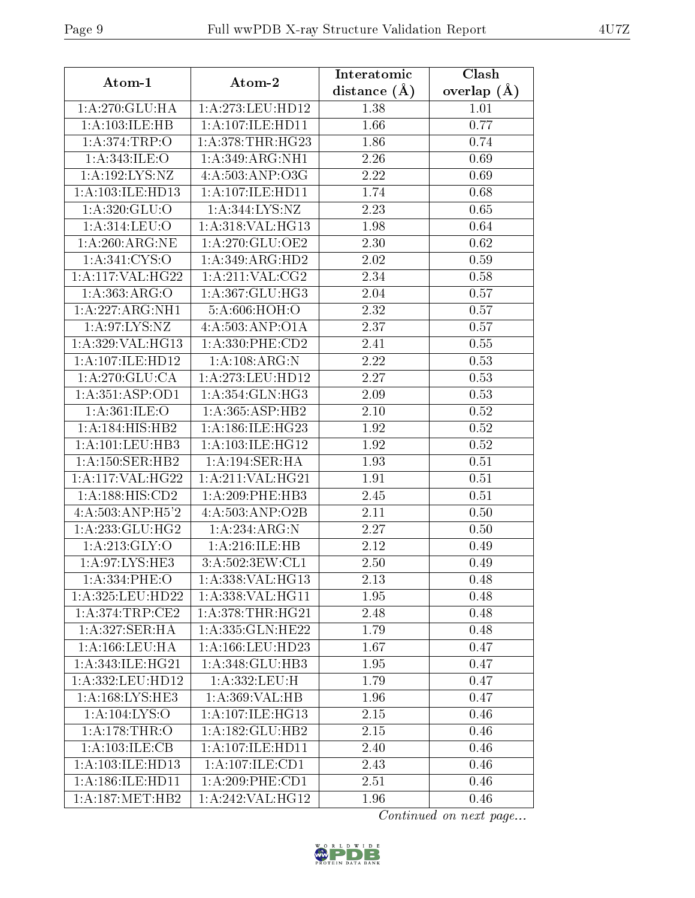| Atom-1 | Atom-2 | Interatomic distance (Å) | Clash overlap (Å) |
|---|---|---|---|
| 1:A:270:GLU:HA | 1:A:273:LEU:HD12 | 1.38 | 1.01 |
| 1:A:103:ILE:HB | 1:A:107:ILE:HD11 | 1.66 | 0.77 |
| 1:A:374:TRP:O | 1:A:378:THR:HG23 | 1.86 | 0.74 |
| 1:A:343:ILE:O | 1:A:349:ARG:NH1 | 2.26 | 0.69 |
| 1:A:192:LYS:NZ | 4:A:503:ANP:O3G | 2.22 | 0.69 |
| 1:A:103:ILE:HD13 | 1:A:107:ILE:HD11 | 1.74 | 0.68 |
| 1:A:320:GLU:O | 1:A:344:LYS:NZ | 2.23 | 0.65 |
| 1:A:314:LEU:O | 1:A:318:VAL:HG13 | 1.98 | 0.64 |
| 1:A:260:ARG:NE | 1:A:270:GLU:OE2 | 2.30 | 0.62 |
| 1:A:341:CYS:O | 1:A:349:ARG:HD2 | 2.02 | 0.59 |
| 1:A:117:VAL:HG22 | 1:A:211:VAL:CG2 | 2.34 | 0.58 |
| 1:A:363:ARG:O | 1:A:367:GLU:HG3 | 2.04 | 0.57 |
| 1:A:227:ARG:NH1 | 5:A:606:HOH:O | 2.32 | 0.57 |
| 1:A:97:LYS:NZ | 4:A:503:ANP:O1A | 2.37 | 0.57 |
| 1:A:329:VAL:HG13 | 1:A:330:PHE:CD2 | 2.41 | 0.55 |
| 1:A:107:ILE:HD12 | 1:A:108:ARG:N | 2.22 | 0.53 |
| 1:A:270:GLU:CA | 1:A:273:LEU:HD12 | 2.27 | 0.53 |
| 1:A:351:ASP:OD1 | 1:A:354:GLN:HG3 | 2.09 | 0.53 |
| 1:A:361:ILE:O | 1:A:365:ASP:HB2 | 2.10 | 0.52 |
| 1:A:184:HIS:HB2 | 1:A:186:ILE:HG23 | 1.92 | 0.52 |
| 1:A:101:LEU:HB3 | 1:A:103:ILE:HG12 | 1.92 | 0.52 |
| 1:A:150:SER:HB2 | 1:A:194:SER:HA | 1.93 | 0.51 |
| 1:A:117:VAL:HG22 | 1:A:211:VAL:HG21 | 1.91 | 0.51 |
| 1:A:188:HIS:CD2 | 1:A:209:PHE:HB3 | 2.45 | 0.51 |
| 4:A:503:ANP:H5'2 | 4:A:503:ANP:O2B | 2.11 | 0.50 |
| 1:A:233:GLU:HG2 | 1:A:234:ARG:N | 2.27 | 0.50 |
| 1:A:213:GLY:O | 1:A:216:ILE:HB | 2.12 | 0.49 |
| 1:A:97:LYS:HE3 | 3:A:502:3EW:CL1 | 2.50 | 0.49 |
| 1:A:334:PHE:O | 1:A:338:VAL:HG13 | 2.13 | 0.48 |
| 1:A:325:LEU:HD22 | 1:A:338:VAL:HG11 | 1.95 | 0.48 |
| 1:A:374:TRP:CE2 | 1:A:378:THR:HG21 | 2.48 | 0.48 |
| 1:A:327:SER:HA | 1:A:335:GLN:HE22 | 1.79 | 0.48 |
| 1:A:166:LEU:HA | 1:A:166:LEU:HD23 | 1.67 | 0.47 |
| 1:A:343:ILE:HG21 | 1:A:348:GLU:HB3 | 1.95 | 0.47 |
| 1:A:332:LEU:HD12 | 1:A:332:LEU:H | 1.79 | 0.47 |
| 1:A:168:LYS:HE3 | 1:A:369:VAL:HB | 1.96 | 0.47 |
| 1:A:104:LYS:O | 1:A:107:ILE:HG13 | 2.15 | 0.46 |
| 1:A:178:THR:O | 1:A:182:GLU:HB2 | 2.15 | 0.46 |
| 1:A:103:ILE:CB | 1:A:107:ILE:HD11 | 2.40 | 0.46 |
| 1:A:103:ILE:HD13 | 1:A:107:ILE:CD1 | 2.43 | 0.46 |
| 1:A:186:ILE:HD11 | 1:A:209:PHE:CD1 | 2.51 | 0.46 |
| 1:A:187:MET:HB2 | 1:A:242:VAL:HG12 | 1.96 | 0.46 |

*Continued on next page...*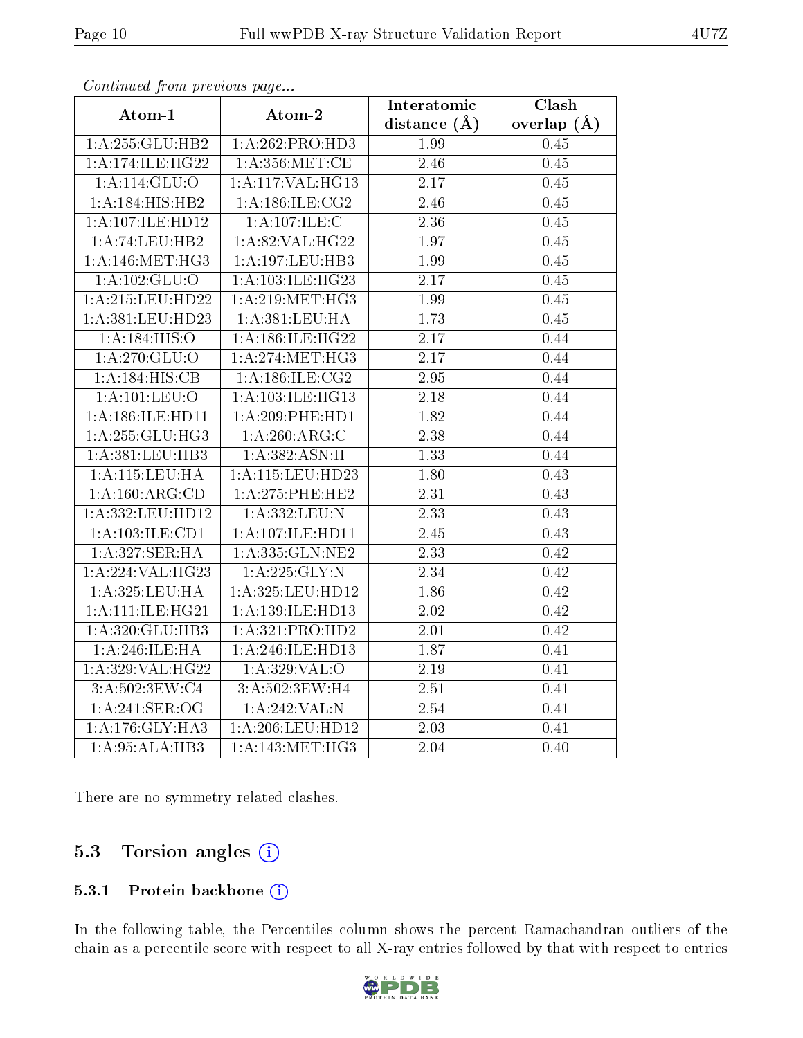*Continued from previous page...*

| Atom-1 | Atom-2 | Interatomic distance (Å) | Clash overlap (Å) |
|---|---|---|---|
| 1:A:255:GLU:HB2 | 1:A:262:PRO:HD3 | 1.99 | 0.45 |
| 1:A:174:ILE:HG22 | 1:A:356:MET:CE | 2.46 | 0.45 |
| 1:A:114:GLU:O | 1:A:117:VAL:HG13 | 2.17 | 0.45 |
| 1:A:184:HIS:HB2 | 1:A:186:ILE:CG2 | 2.46 | 0.45 |
| 1:A:107:ILE:HD12 | 1:A:107:ILE:C | 2.36 | 0.45 |
| 1:A:74:LEU:HB2 | 1:A:82:VAL:HG22 | 1.97 | 0.45 |
| 1:A:146:MET:HG3 | 1:A:197:LEU:HB3 | 1.99 | 0.45 |
| 1:A:102:GLU:O | 1:A:103:ILE:HG23 | 2.17 | 0.45 |
| 1:A:215:LEU:HD22 | 1:A:219:MET:HG3 | 1.99 | 0.45 |
| 1:A:381:LEU:HD23 | 1:A:381:LEU:HA | 1.73 | 0.45 |
| 1:A:184:HIS:O | 1:A:186:ILE:HG22 | 2.17 | 0.44 |
| 1:A:270:GLU:O | 1:A:274:MET:HG3 | 2.17 | 0.44 |
| 1:A:184:HIS:CB | 1:A:186:ILE:CG2 | 2.95 | 0.44 |
| 1:A:101:LEU:O | 1:A:103:ILE:HG13 | 2.18 | 0.44 |
| 1:A:186:ILE:HD11 | 1:A:209:PHE:HD1 | 1.82 | 0.44 |
| 1:A:255:GLU:HG3 | 1:A:260:ARG:C | 2.38 | 0.44 |
| 1:A:381:LEU:HB3 | 1:A:382:ASN:H | 1.33 | 0.44 |
| 1:A:115:LEU:HA | 1:A:115:LEU:HD23 | 1.80 | 0.43 |
| 1:A:160:ARG:CD | 1:A:275:PHE:HE2 | 2.31 | 0.43 |
| 1:A:332:LEU:HD12 | 1:A:332:LEU:N | 2.33 | 0.43 |
| 1:A:103:ILE:CD1 | 1:A:107:ILE:HD11 | 2.45 | 0.43 |
| 1:A:327:SER:HA | 1:A:335:GLN:NE2 | 2.33 | 0.42 |
| 1:A:224:VAL:HG23 | 1:A:225:GLY:N | 2.34 | 0.42 |
| 1:A:325:LEU:HA | 1:A:325:LEU:HD12 | 1.86 | 0.42 |
| 1:A:111:ILE:HG21 | 1:A:139:ILE:HD13 | 2.02 | 0.42 |
| 1:A:320:GLU:HB3 | 1:A:321:PRO:HD2 | 2.01 | 0.42 |
| 1:A:246:ILE:HA | 1:A:246:ILE:HD13 | 1.87 | 0.41 |
| 1:A:329:VAL:HG22 | 1:A:329:VAL:O | 2.19 | 0.41 |
| 3:A:502:3EW:C4 | 3:A:502:3EW:H4 | 2.51 | 0.41 |
| 1:A:241:SER:OG | 1:A:242:VAL:N | 2.54 | 0.41 |
| 1:A:176:GLY:HA3 | 1:A:206:LEU:HD12 | 2.03 | 0.41 |
| 1:A:95:ALA:HB3 | 1:A:143:MET:HG3 | 2.04 | 0.40 |

There are no symmetry-related clashes.

## 5.3 Torsion angles

### 5.3.1 Protein backbone

In the following table, the Percentiles column shows the percent Ramachandran outliers of the chain as a percentile score with respect to all X-ray entries followed by that with respect to entries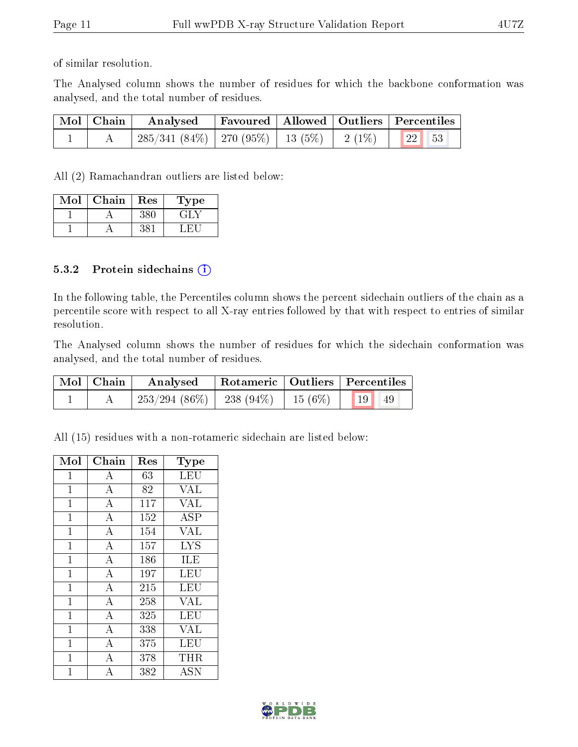of similar resolution.

The Analysed column shows the number of residues for which the backbone conformation was analysed, and the total number of residues.

| Mol | Chain | Analysed | Favoured | Allowed | Outliers | Percentiles | |
|---|---|---|---|---|---|---|---|
| 1 | A | 285/341 (84%) | 270 (95%) | 13 (5%) | 2 (1%) | 22 | 53 |

All (2) Ramachandran outliers are listed below:

| Mol | Chain | Res | Type |
|---|---|---|---|
| 1 | A | 380 | GLY |
| 1 | A | 381 | LEU |

### 5.3.2 Protein sidechains (i)

In the following table, the Percentiles column shows the percent sidechain outliers of the chain as a percentile score with respect to all X-ray entries followed by that with respect to entries of similar resolution.

The Analysed column shows the number of residues for which the sidechain conformation was analysed, and the total number of residues.

| Mol | Chain | Analysed | Rotameric | Outliers | Percentiles | |
|---|---|---|---|---|---|---|
| 1 | A | 253/294 (86%) | 238 (94%) | 15 (6%) | 19 | 49 |

All (15) residues with a non-rotameric sidechain are listed below:

| Mol | Chain | Res | Type |
|---|---|---|---|
| 1 | A | 63 | LEU |
| 1 | A | 82 | VAL |
| 1 | A | 117 | VAL |
| 1 | A | 152 | ASP |
| 1 | A | 154 | VAL |
| 1 | A | 157 | LYS |
| 1 | A | 186 | ILE |
| 1 | A | 197 | LEU |
| 1 | A | 215 | LEU |
| 1 | A | 258 | VAL |
| 1 | A | 325 | LEU |
| 1 | A | 338 | VAL |
| 1 | A | 375 | LEU |
| 1 | A | 378 | THR |
| 1 | A | 382 | ASN |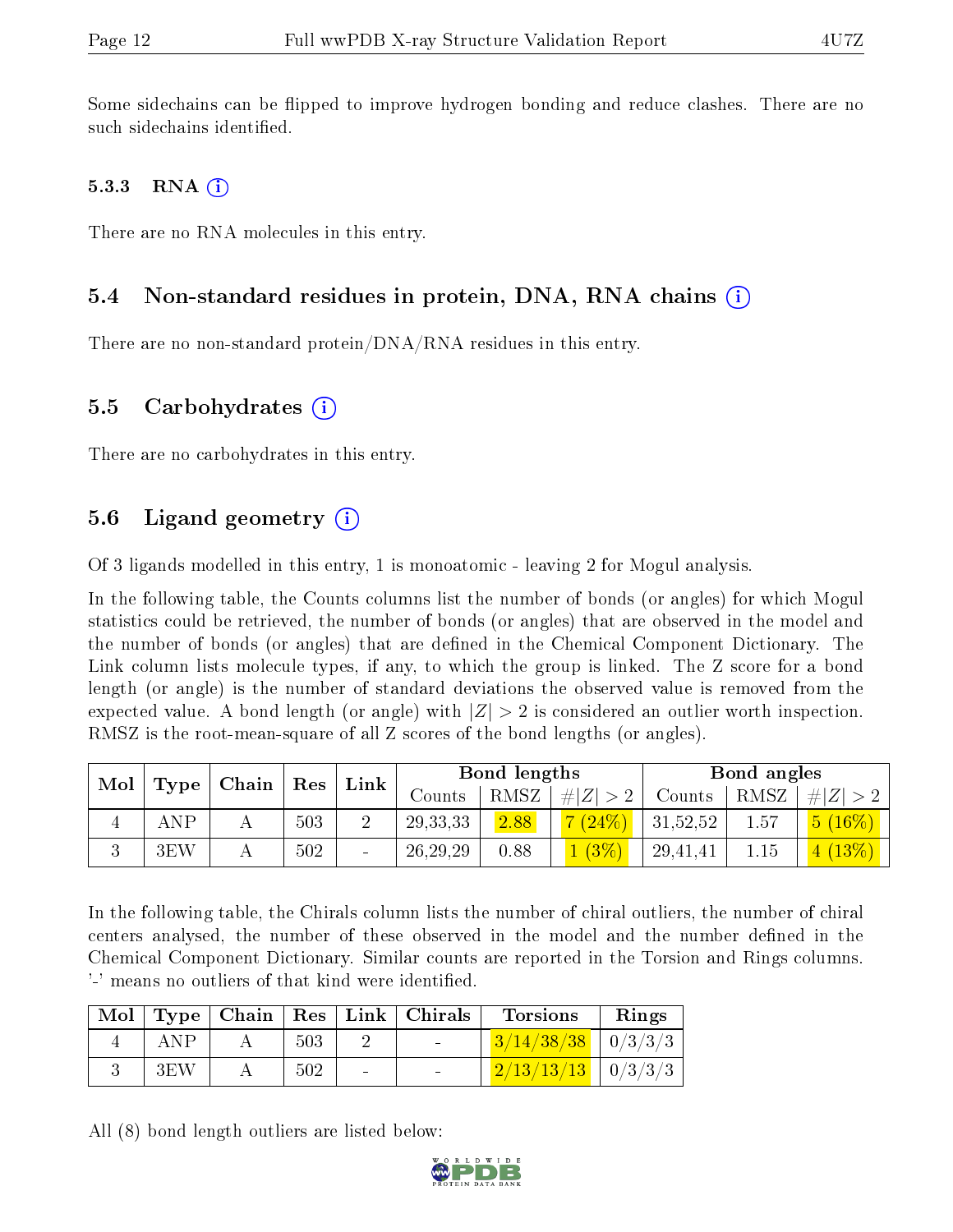Some sidechains can be flipped to improve hydrogen bonding and reduce clashes. There are no such sidechains identified.

### 5.3.3 RNA

There are no RNA molecules in this entry.

## 5.4 Non-standard residues in protein, DNA, RNA chains

There are no non-standard protein/DNA/RNA residues in this entry.

## 5.5 Carbohydrates

There are no carbohydrates in this entry.

## 5.6 Ligand geometry

Of 3 ligands modelled in this entry, 1 is monoatomic - leaving 2 for Mogul analysis.

In the following table, the Counts columns list the number of bonds (or angles) for which Mogul statistics could be retrieved, the number of bonds (or angles) that are observed in the model and the number of bonds (or angles) that are defined in the Chemical Component Dictionary. The Link column lists molecule types, if any, to which the group is linked. The Z score for a bond length (or angle) is the number of standard deviations the observed value is removed from the expected value. A bond length (or angle) with $|Z| > 2$ is considered an outlier worth inspection. RMSZ is the root-mean-square of all Z scores of the bond lengths (or angles).

| Mol | Type | Chain | Res | Link | Bond lengths | | | Bond angles | | |
|---|---|---|---|---|---|---|---|---|---|---|
| | | | | | Counts | RMSZ | $\#\|Z\| > 2$ | Counts | RMSZ | $\#\|Z\| > 2$ |
| 4 | ANP | A | 503 | 2 | 29,33,33 | 2.88 | 7 (24%) | 31,52,52 | 1.57 | 5 (16%) |
| 3 | 3EW | A | 502 | - | 26,29,29 | 0.88 | 1 (3%) | 29,41,41 | 1.15 | 4 (13%) |

In the following table, the Chirals column lists the number of chiral outliers, the number of chiral centers analysed, the number of these observed in the model and the number defined in the Chemical Component Dictionary. Similar counts are reported in the Torsion and Rings columns. '-' means no outliers of that kind were identified.

| Mol | Type | Chain | Res | Link | Chirals | Torsions | Rings |
|---|---|---|---|---|---|---|---|
| 4 | ANP | A | 503 | 2 | - | 3/14/38/38 | 0/3/3/3 |
| 3 | 3EW | A | 502 | - | - | 2/13/13/13 | 0/3/3/3 |

All (8) bond length outliers are listed below: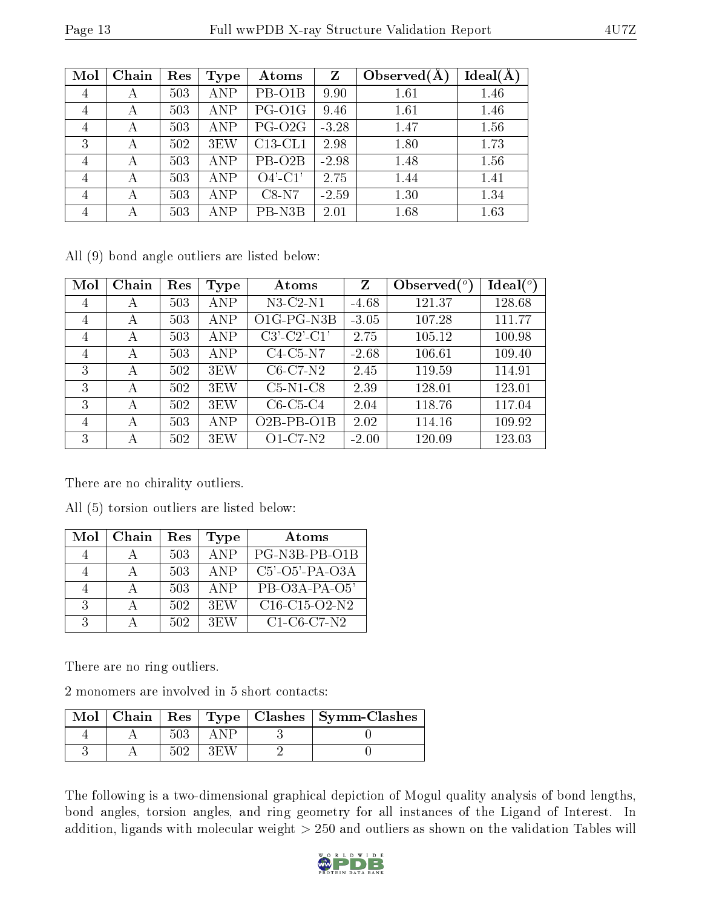| Mol | Chain | Res | Type | Atoms | Z | Observed(Å) | Ideal(Å) |
|---|---|---|---|---|---|---|---|
| 4 | A | 503 | ANP | PB-O1B | 9.90 | 1.61 | 1.46 |
| 4 | A | 503 | ANP | PG-O1G | 9.46 | 1.61 | 1.46 |
| 4 | A | 503 | ANP | PG-O2G | -3.28 | 1.47 | 1.56 |
| 3 | A | 502 | 3EW | C13-CL1 | 2.98 | 1.80 | 1.73 |
| 4 | A | 503 | ANP | PB-O2B | -2.98 | 1.48 | 1.56 |
| 4 | A | 503 | ANP | O4'-C1' | 2.75 | 1.44 | 1.41 |
| 4 | A | 503 | ANP | C8-N7 | -2.59 | 1.30 | 1.34 |
| 4 | A | 503 | ANP | PB-N3B | 2.01 | 1.68 | 1.63 |

All (9) bond angle outliers are listed below:

| Mol | Chain | Res | Type | Atoms | Z | Observed(°) | Ideal(°) |
|---|---|---|---|---|---|---|---|
| 4 | A | 503 | ANP | N3-C2-N1 | -4.68 | 121.37 | 128.68 |
| 4 | A | 503 | ANP | O1G-PG-N3B | -3.05 | 107.28 | 111.77 |
| 4 | A | 503 | ANP | C3'-C2'-C1' | 2.75 | 105.12 | 100.98 |
| 4 | A | 503 | ANP | C4-C5-N7 | -2.68 | 106.61 | 109.40 |
| 3 | A | 502 | 3EW | C6-C7-N2 | 2.45 | 119.59 | 114.91 |
| 3 | A | 502 | 3EW | C5-N1-C8 | 2.39 | 128.01 | 123.01 |
| 3 | A | 502 | 3EW | C6-C5-C4 | 2.04 | 118.76 | 117.04 |
| 4 | A | 503 | ANP | O2B-PB-O1B | 2.02 | 114.16 | 109.92 |
| 3 | A | 502 | 3EW | O1-C7-N2 | -2.00 | 120.09 | 123.03 |

There are no chirality outliers.

All (5) torsion outliers are listed below:

| Mol | Chain | Res | Type | Atoms |
|---|---|---|---|---|
| 4 | A | 503 | ANP | PG-N3B-PB-O1B |
| 4 | A | 503 | ANP | C5'-O5'-PA-O3A |
| 4 | A | 503 | ANP | PB-O3A-PA-O5' |
| 3 | A | 502 | 3EW | C16-C15-O2-N2 |
| 3 | A | 502 | 3EW | C1-C6-C7-N2 |

There are no ring outliers.

2 monomers are involved in 5 short contacts:

| Mol | Chain | Res | Type | Clashes | Symm-Clashes |
|---|---|---|---|---|---|
| 4 | A | 503 | ANP | 3 | 0 |
| 3 | A | 502 | 3EW | 2 | 0 |

The following is a two-dimensional graphical depiction of Mogul quality analysis of bond lengths, bond angles, torsion angles, and ring geometry for all instances of the Ligand of Interest. In addition, ligands with molecular weight > 250 and outliers as shown on the validation Tables will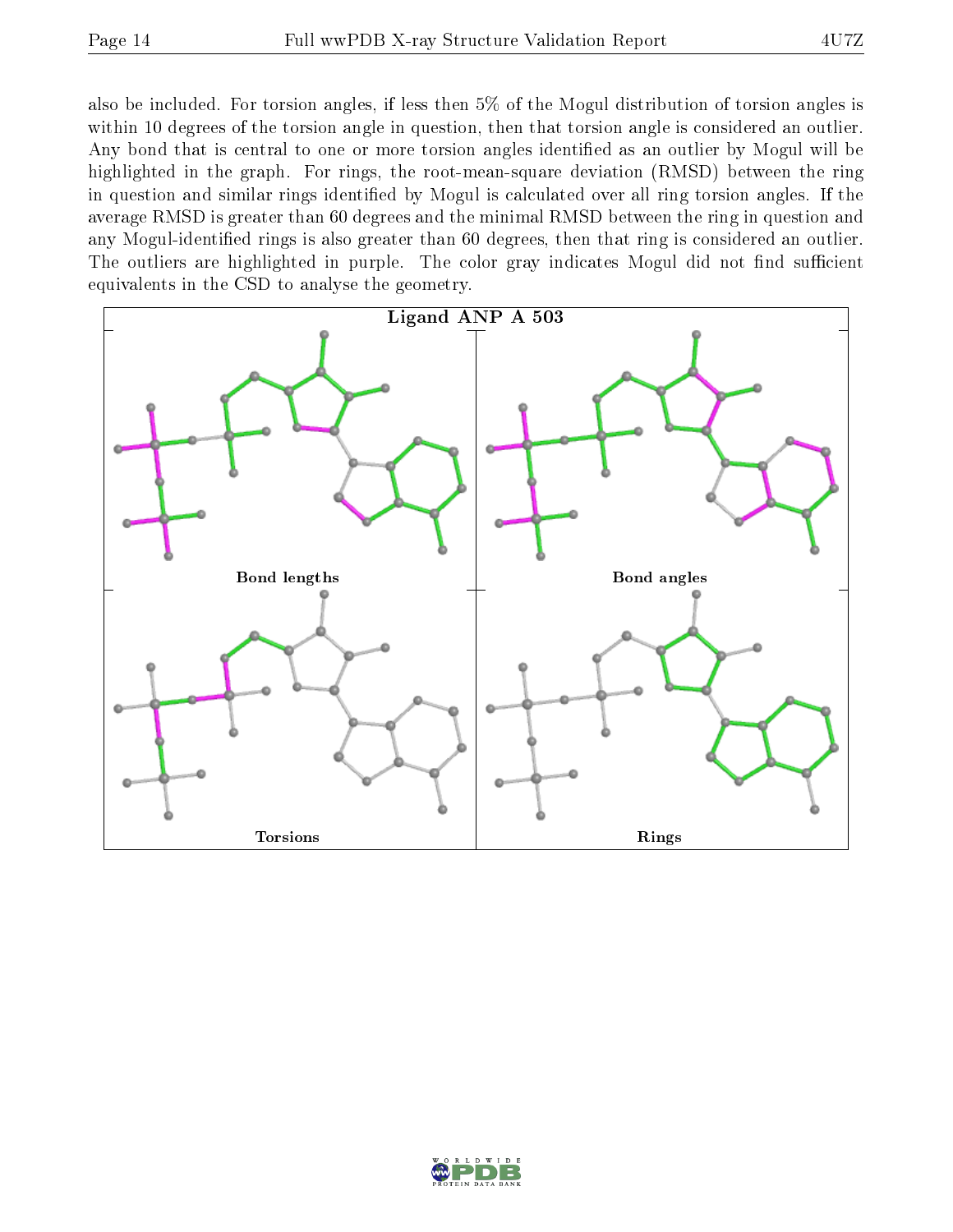also be included. For torsion angles, if less then 5% of the Mogul distribution of torsion angles is within 10 degrees of the torsion angle in question, then that torsion angle is considered an outlier. Any bond that is central to one or more torsion angles identified as an outlier by Mogul will be highlighted in the graph. For rings, the root-mean-square deviation (RMSD) between the ring in question and similar rings identified by Mogul is calculated over all ring torsion angles. If the average RMSD is greater than 60 degrees and the minimal RMSD between the ring in question and any Mogul-identified rings is also greater than 60 degrees, then that ring is considered an outlier. The outliers are highlighted in purple. The color gray indicates Mogul did not find sufficient equivalents in the CSD to analyse the geometry.

**Ligand ANP A 503**

Bond lengths

Bond angles

Torsions

Rings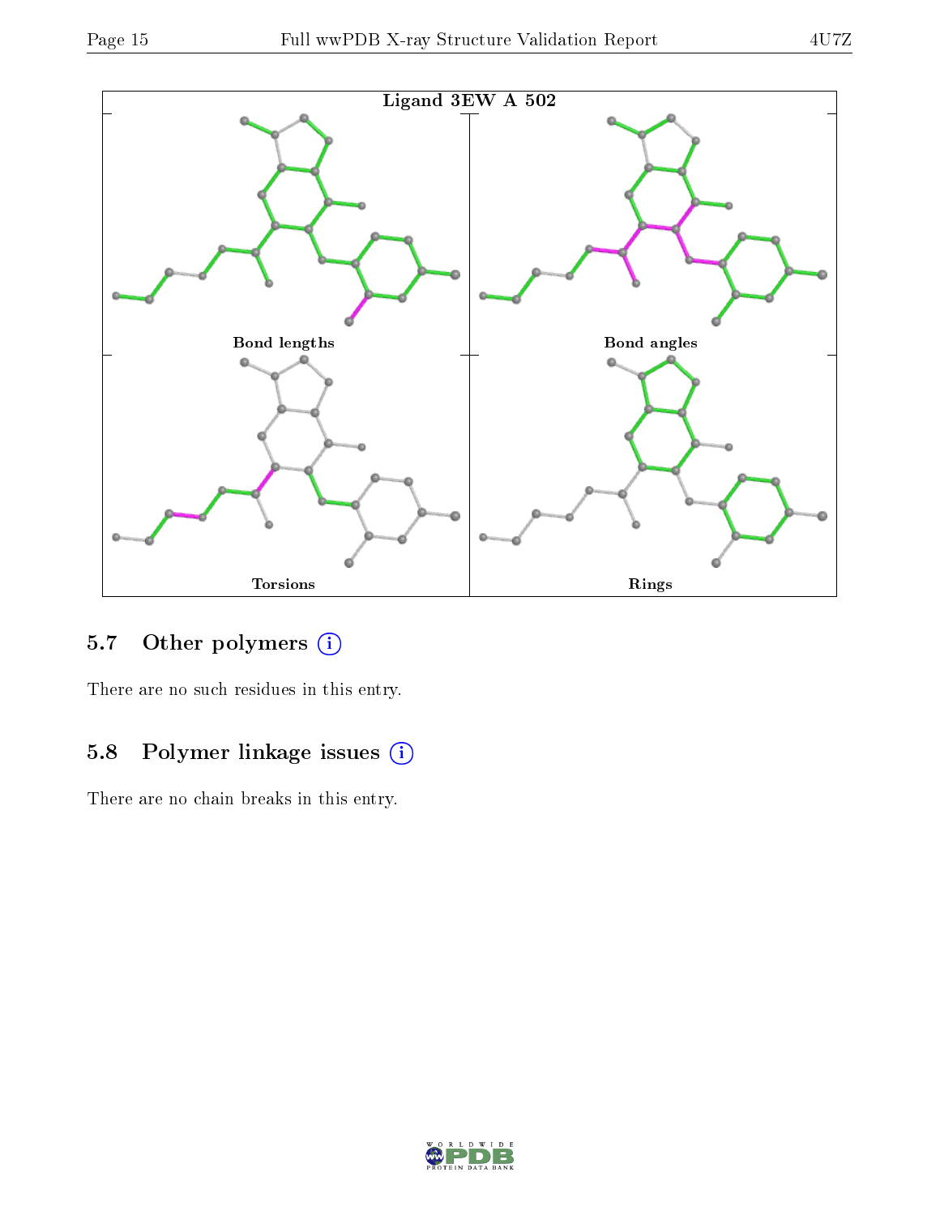Ligand 3EW A 502

Bond lengths

Bond angles

Torsions

Rings

### 5.7 Other polymers

There are no such residues in this entry.

### 5.8 Polymer linkage issues

There are no chain breaks in this entry.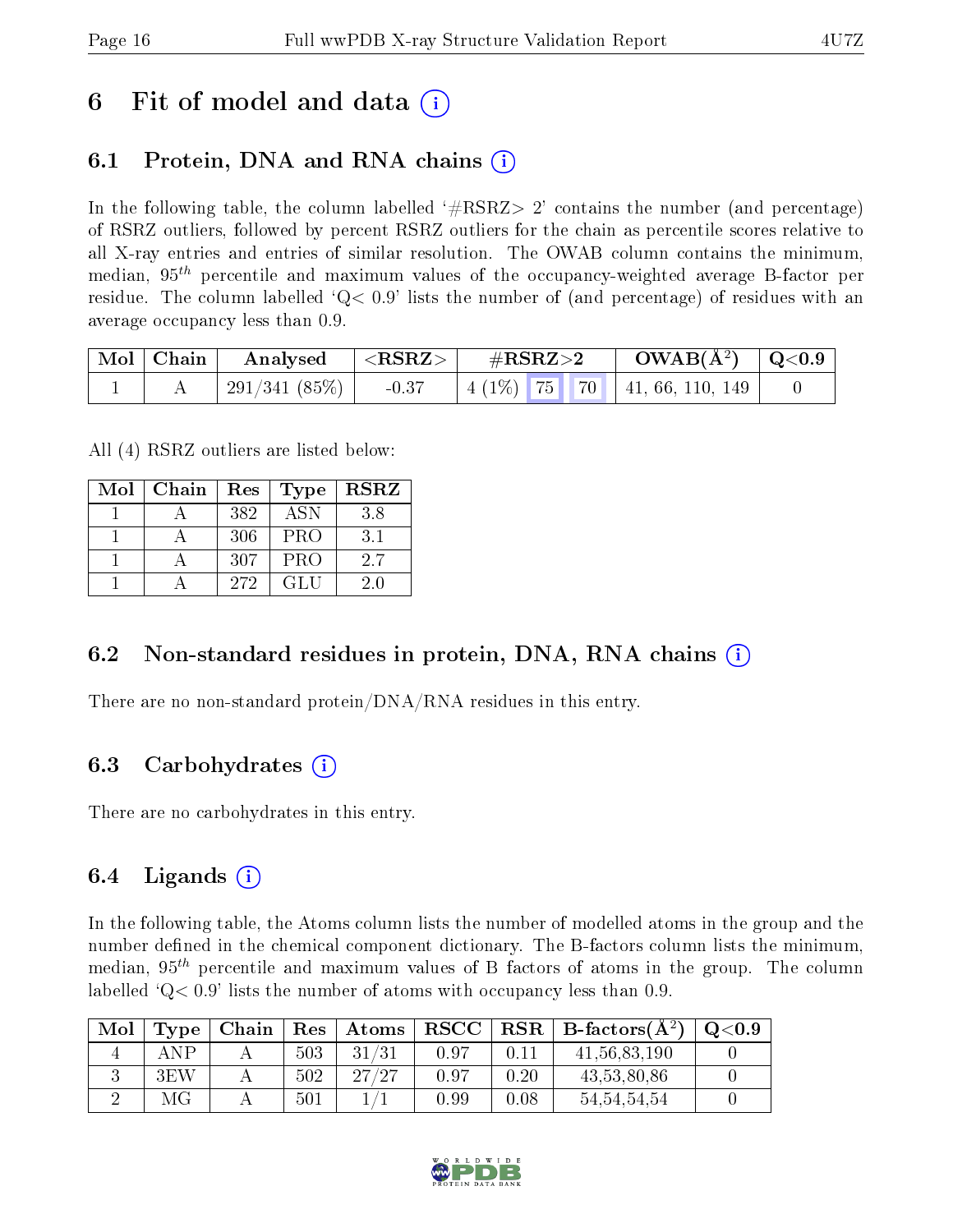# 6 Fit of model and data (i)

## 6.1 Protein, DNA and RNA chains (i)

In the following table, the column labelled '#RSRZ> 2' contains the number (and percentage) of RSRZ outliers, followed by percent RSRZ outliers for the chain as percentile scores relative to all X-ray entries and entries of similar resolution. The OWAB column contains the minimum, median, $95^{th}$ percentile and maximum values of the occupancy-weighted average B-factor per residue. The column labelled 'Q< 0.9' lists the number of (and percentage) of residues with an average occupancy less than 0.9.

| Mol | Chain | Analysed | <RSRZ> | #RSRZ>2 | | | OWAB(Å$^2$) | Q<0.9 |
|---|---|---|---|---|---|---|---|---|
| 1 | A | 291/341 (85%) | -0.37 | 4 (1%) | 75 | 70 | 41, 66, 110, 149 | 0 |

All (4) RSRZ outliers are listed below:

| Mol | Chain | Res | Type | RSRZ |
|---|---|---|---|---|
| 1 | A | 382 | ASN | 3.8 |
| 1 | A | 306 | PRO | 3.1 |
| 1 | A | 307 | PRO | 2.7 |
| 1 | A | 272 | GLU | 2.0 |

## 6.2 Non-standard residues in protein, DNA, RNA chains (i)

There are no non-standard protein/DNA/RNA residues in this entry.

## 6.3 Carbohydrates (i)

There are no carbohydrates in this entry.

## 6.4 Ligands (i)

In the following table, the Atoms column lists the number of modelled atoms in the group and the number defined in the chemical component dictionary. The B-factors column lists the minimum, median, $95^{th}$ percentile and maximum values of B factors of atoms in the group. The column labelled 'Q< 0.9' lists the number of atoms with occupancy less than 0.9.

| Mol | Type | Chain | Res | Atoms | RSCC | RSR | B-factors(Å$^2$) | Q<0.9 |
|---|---|---|---|---|---|---|---|---|
| 4 | ANP | A | 503 | 31/31 | 0.97 | 0.11 | 41,56,83,190 | 0 |
| 3 | 3EW | A | 502 | 27/27 | 0.97 | 0.20 | 43,53,80,86 | 0 |
| 2 | MG | A | 501 | 1/1 | 0.99 | 0.08 | 54,54,54,54 | 0 |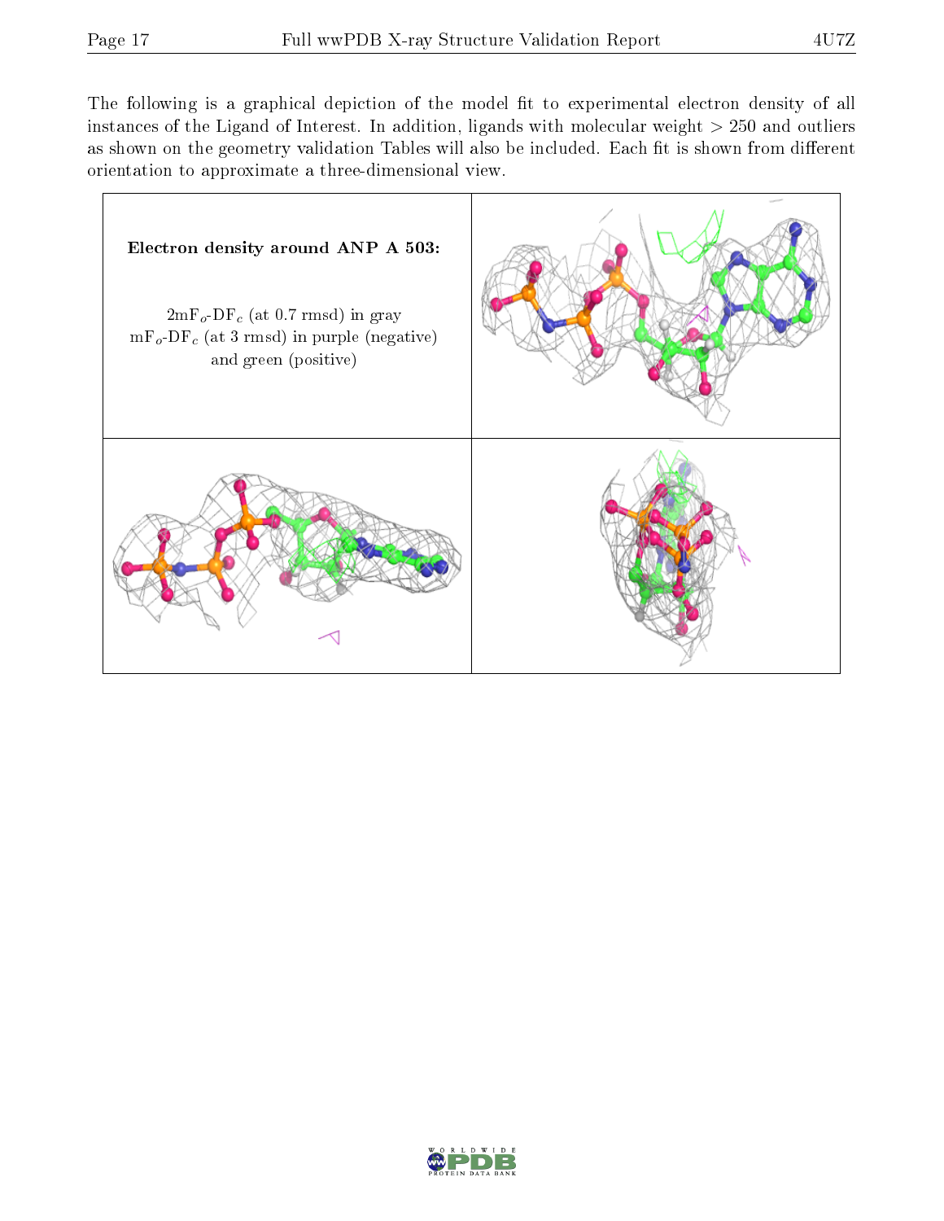The following is a graphical depiction of the model fit to experimental electron density of all instances of the Ligand of Interest. In addition, ligands with molecular weight > 250 and outliers as shown on the geometry validation Tables will also be included. Each fit is shown from different orientation to approximate a three-dimensional view.

**Electron density around ANP A 503:**

$2mF_o$-$DF_c$ (at 0.7 rmsd) in gray
$mF_o$-$DF_c$ (at 3 rmsd) in purple (negative) and green (positive)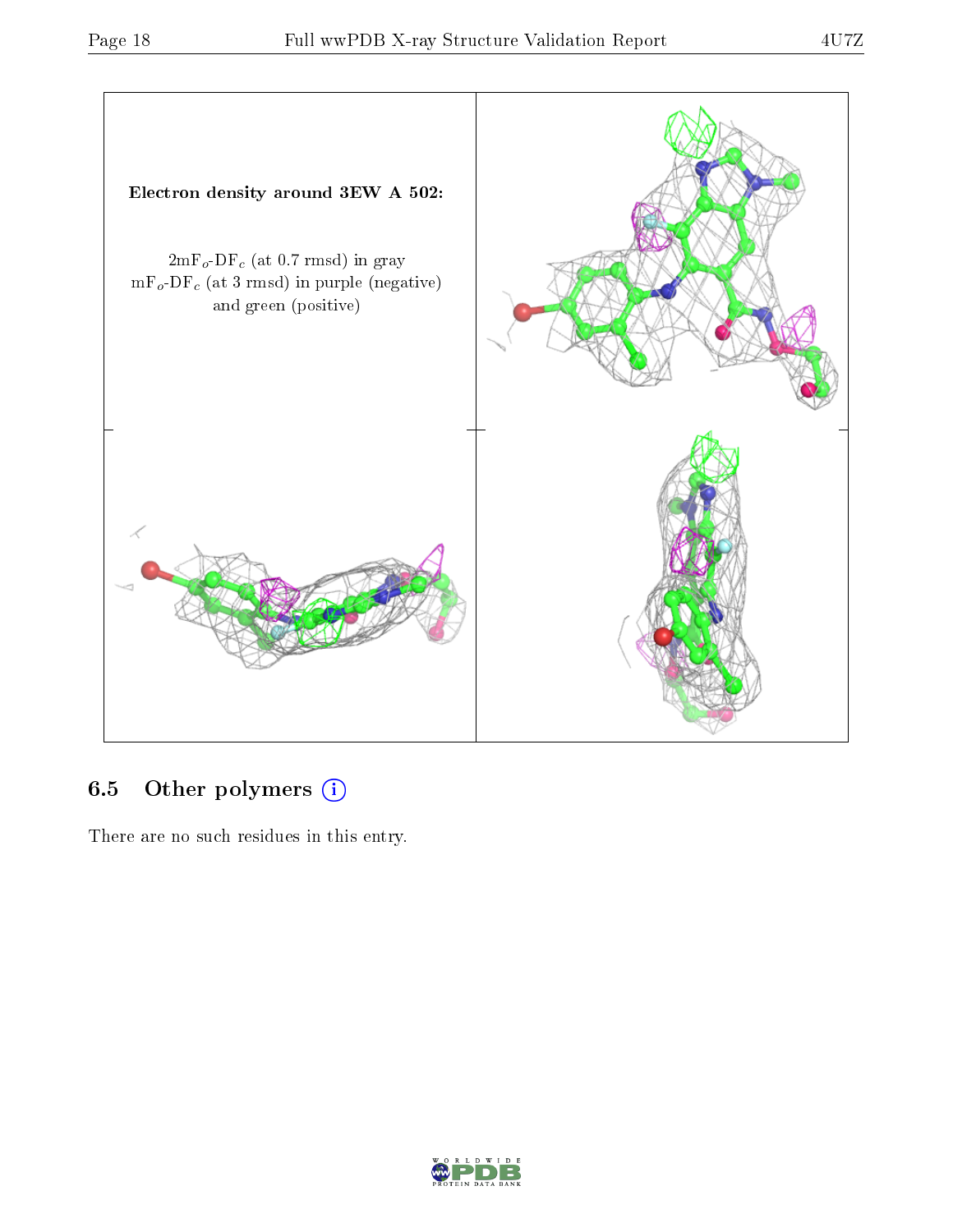Electron density around 3EW A 502:

$2mF_o$-$DF_c$ (at 0.7 rmsd) in gray
$mF_o$-$DF_c$ (at 3 rmsd) in purple (negative)
and green (positive)

### 6.5 Other polymers

There are no such residues in this entry.